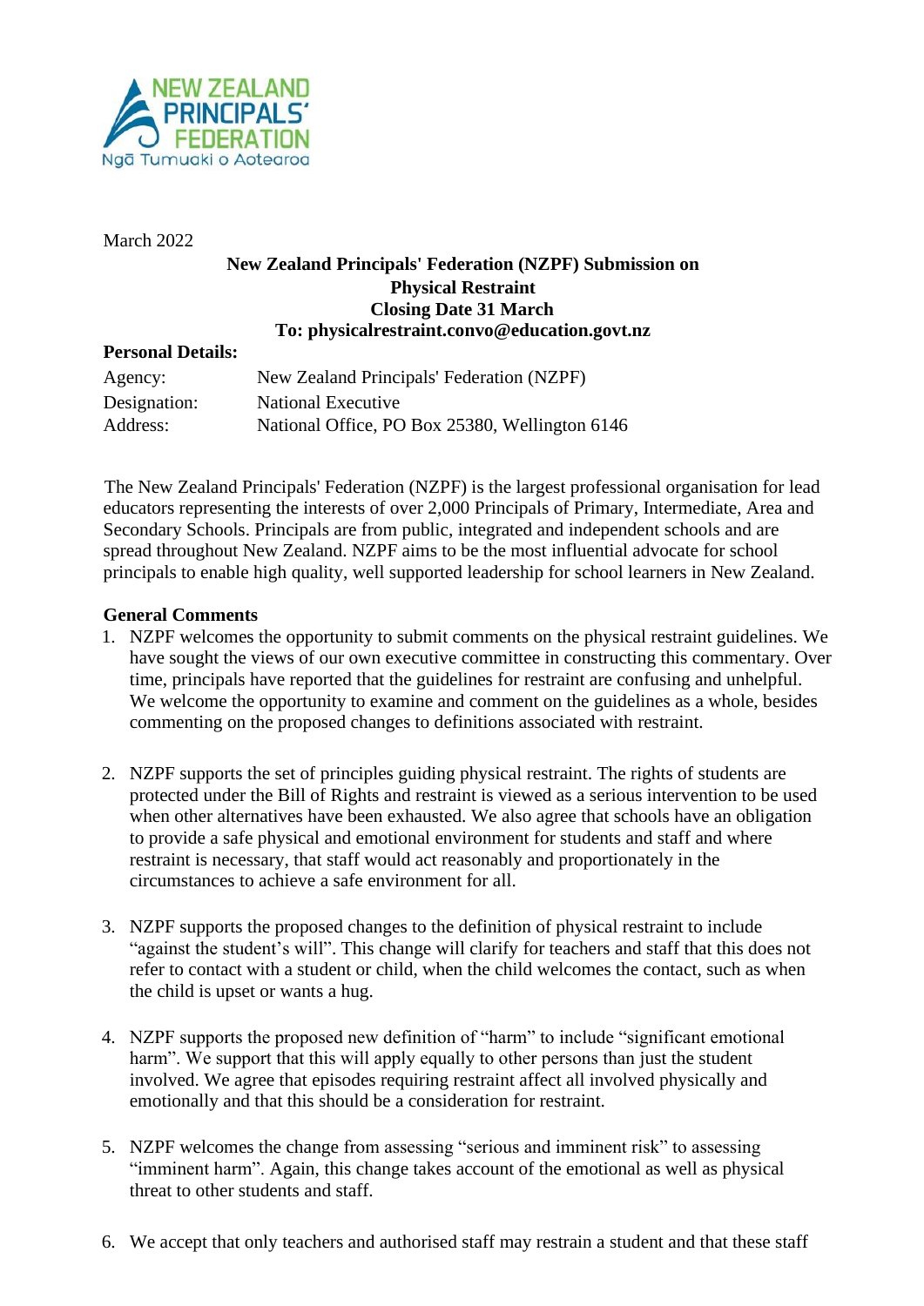March 2022

**New Zealand Principals' Federation (NZPF) Submission on Physical Restraint**
**Closing Date 31 March**
**To: physicalrestraint.convo@education.govt.nz**

**Personal Details:**

| | |
|---|---|
| Agency: | New Zealand Principals' Federation (NZPF) |
| Designation: | National Executive |
| Address: | National Office, PO Box 25380, Wellington 6146 |

The New Zealand Principals' Federation (NZPF) is the largest professional organisation for lead educators representing the interests of over 2,000 Principals of Primary, Intermediate, Area and Secondary Schools. Principals are from public, integrated and independent schools and are spread throughout New Zealand. NZPF aims to be the most influential advocate for school principals to enable high quality, well supported leadership for school learners in New Zealand.

**General Comments**

1. NZPF welcomes the opportunity to submit comments on the physical restraint guidelines. We have sought the views of our own executive committee in constructing this commentary. Over time, principals have reported that the guidelines for restraint are confusing and unhelpful. We welcome the opportunity to examine and comment on the guidelines as a whole, besides commenting on the proposed changes to definitions associated with restraint.

2. NZPF supports the set of principles guiding physical restraint. The rights of students are protected under the Bill of Rights and restraint is viewed as a serious intervention to be used when other alternatives have been exhausted. We also agree that schools have an obligation to provide a safe physical and emotional environment for students and staff and where restraint is necessary, that staff would act reasonably and proportionately in the circumstances to achieve a safe environment for all.

3. NZPF supports the proposed changes to the definition of physical restraint to include "against the student's will". This change will clarify for teachers and staff that this does not refer to contact with a student or child, when the child welcomes the contact, such as when the child is upset or wants a hug.

4. NZPF supports the proposed new definition of "harm" to include "significant emotional harm". We support that this will apply equally to other persons than just the student involved. We agree that episodes requiring restraint affect all involved physically and emotionally and that this should be a consideration for restraint.

5. NZPF welcomes the change from assessing "serious and imminent risk" to assessing "imminent harm". Again, this change takes account of the emotional as well as physical threat to other students and staff.

6. We accept that only teachers and authorised staff may restrain a student and that these staff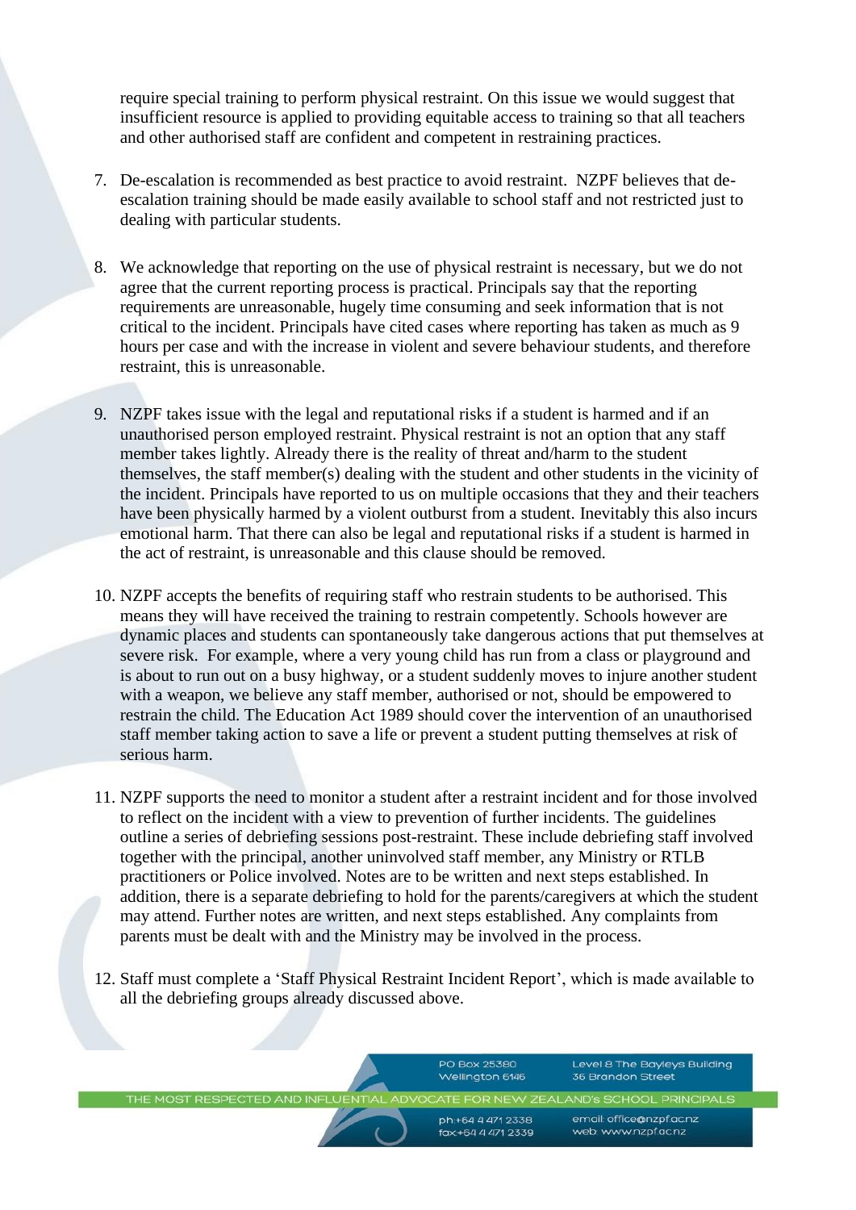require special training to perform physical restraint. On this issue we would suggest that insufficient resource is applied to providing equitable access to training so that all teachers and other authorised staff are confident and competent in restraining practices.

7. De-escalation is recommended as best practice to avoid restraint. NZPF believes that de-escalation training should be made easily available to school staff and not restricted just to dealing with particular students.

8. We acknowledge that reporting on the use of physical restraint is necessary, but we do not agree that the current reporting process is practical. Principals say that the reporting requirements are unreasonable, hugely time consuming and seek information that is not critical to the incident. Principals have cited cases where reporting has taken as much as 9 hours per case and with the increase in violent and severe behaviour students, and therefore restraint, this is unreasonable.

9. NZPF takes issue with the legal and reputational risks if a student is harmed and if an unauthorised person employed restraint. Physical restraint is not an option that any staff member takes lightly. Already there is the reality of threat and/harm to the student themselves, the staff member(s) dealing with the student and other students in the vicinity of the incident. Principals have reported to us on multiple occasions that they and their teachers have been physically harmed by a violent outburst from a student. Inevitably this also incurs emotional harm. That there can also be legal and reputational risks if a student is harmed in the act of restraint, is unreasonable and this clause should be removed.

10. NZPF accepts the benefits of requiring staff who restrain students to be authorised. This means they will have received the training to restrain competently. Schools however are dynamic places and students can spontaneously take dangerous actions that put themselves at severe risk. For example, where a very young child has run from a class or playground and is about to run out on a busy highway, or a student suddenly moves to injure another student with a weapon, we believe any staff member, authorised or not, should be empowered to restrain the child. The Education Act 1989 should cover the intervention of an unauthorised staff member taking action to save a life or prevent a student putting themselves at risk of serious harm.

11. NZPF supports the need to monitor a student after a restraint incident and for those involved to reflect on the incident with a view to prevention of further incidents. The guidelines outline a series of debriefing sessions post-restraint. These include debriefing staff involved together with the principal, another uninvolved staff member, any Ministry or RTLB practitioners or Police involved. Notes are to be written and next steps established. In addition, there is a separate debriefing to hold for the parents/caregivers at which the student may attend. Further notes are written, and next steps established. Any complaints from parents must be dealt with and the Ministry may be involved in the process.

12. Staff must complete a 'Staff Physical Restraint Incident Report', which is made available to all the debriefing groups already discussed above.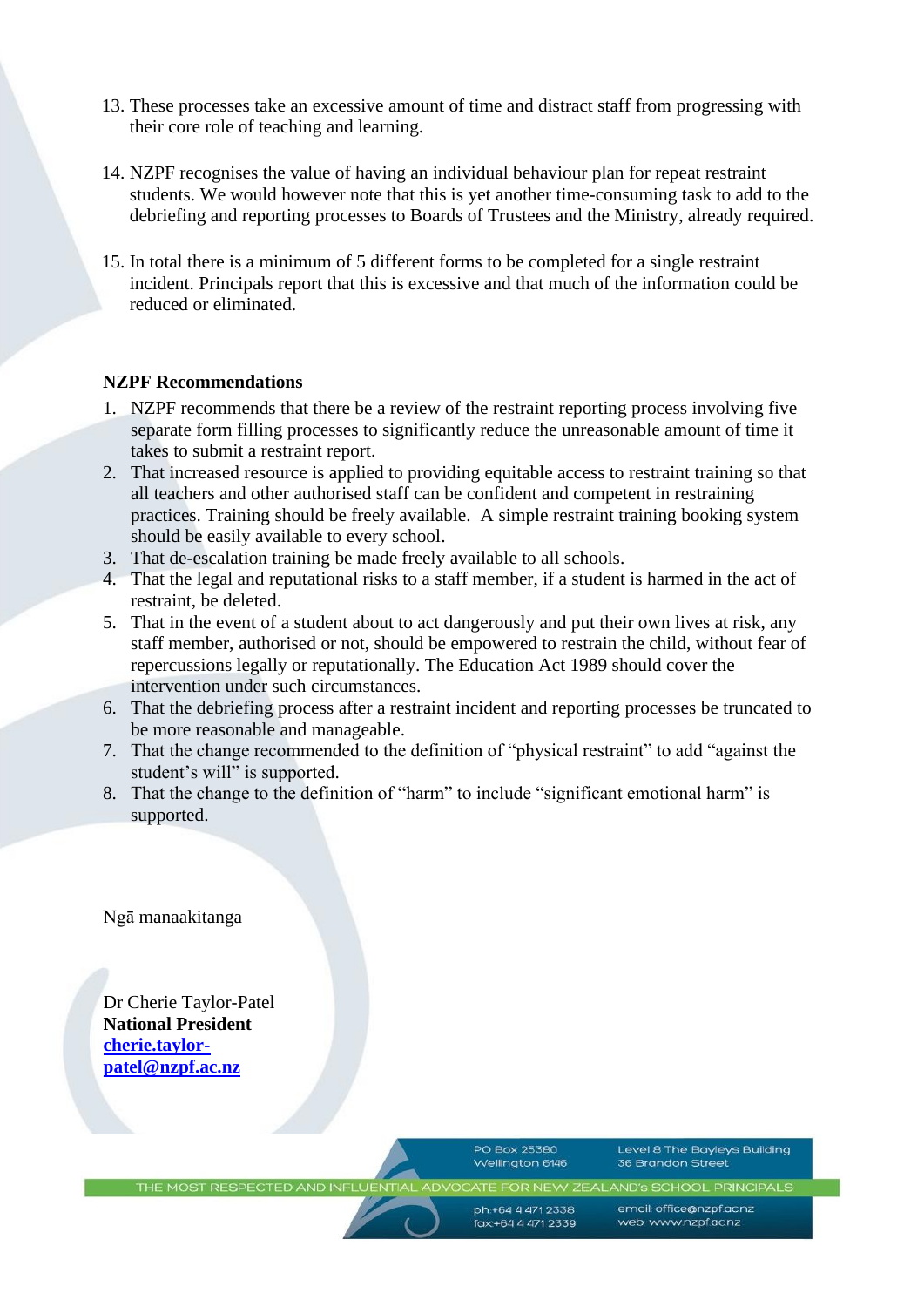13. These processes take an excessive amount of time and distract staff from progressing with their core role of teaching and learning.

14. NZPF recognises the value of having an individual behaviour plan for repeat restraint students. We would however note that this is yet another time-consuming task to add to the debriefing and reporting processes to Boards of Trustees and the Ministry, already required.

15. In total there is a minimum of 5 different forms to be completed for a single restraint incident. Principals report that this is excessive and that much of the information could be reduced or eliminated.

**NZPF Recommendations**

1. NZPF recommends that there be a review of the restraint reporting process involving five separate form filling processes to significantly reduce the unreasonable amount of time it takes to submit a restraint report.
2. That increased resource is applied to providing equitable access to restraint training so that all teachers and other authorised staff can be confident and competent in restraining practices. Training should be freely available. A simple restraint training booking system should be easily available to every school.
3. That de-escalation training be made freely available to all schools.
4. That the legal and reputational risks to a staff member, if a student is harmed in the act of restraint, be deleted.
5. That in the event of a student about to act dangerously and put their own lives at risk, any staff member, authorised or not, should be empowered to restrain the child, without fear of repercussions legally or reputationally. The Education Act 1989 should cover the intervention under such circumstances.
6. That the debriefing process after a restraint incident and reporting processes be truncated to be more reasonable and manageable.
7. That the change recommended to the definition of "physical restraint" to add "against the student's will" is supported.
8. That the change to the definition of "harm" to include "significant emotional harm" is supported.

Ngā manaakitanga

Dr Cherie Taylor-Patel
**National President**
**[cherie.taylor-patel@nzpf.ac.nz](mailto:cherie.taylor-patel@nzpf.ac.nz)**

PO Box 25380
Wellington 6146

Level 8 The Bayleys Building
36 Brandon Street

THE MOST RESPECTED AND INFLUENTIAL ADVOCATE FOR NEW ZEALAND's SCHOOL PRINCIPALS

ph:+64 4 471 2338
fax+64 4 471 2339

email: office@nzpf.ac.nz
web: www.nzpf.ac.nz